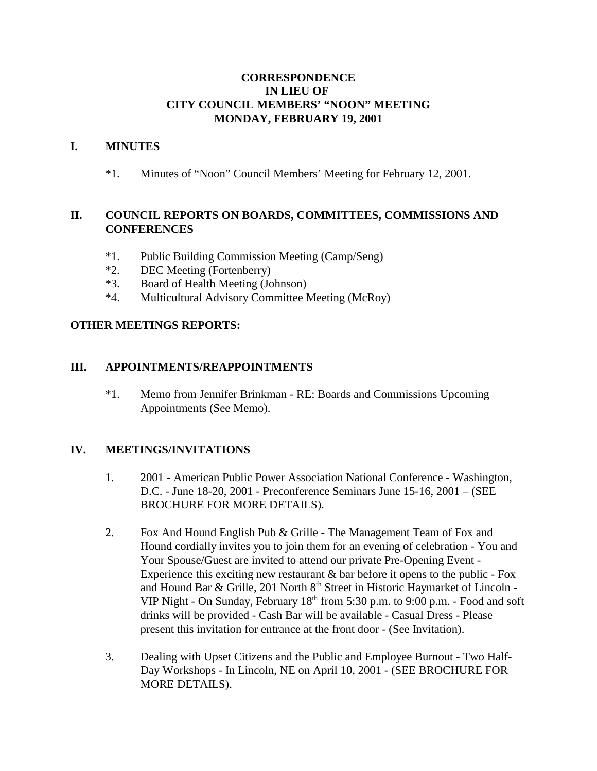**CORRESPONDENCE**
**IN LIEU OF**
**CITY COUNCIL MEMBERS' "NOON" MEETING**
**MONDAY, FEBRUARY 19, 2001**

## I. MINUTES

*1. Minutes of "Noon" Council Members' Meeting for February 12, 2001.

## II. COUNCIL REPORTS ON BOARDS, COMMITTEES, COMMISSIONS AND CONFERENCES

*1. Public Building Commission Meeting (Camp/Seng)
*2. DEC Meeting (Fortenberry)
*3. Board of Health Meeting (Johnson)
*4. Multicultural Advisory Committee Meeting (McRoy)

## OTHER MEETINGS REPORTS:

## III. APPOINTMENTS/REAPPOINTMENTS

*1. Memo from Jennifer Brinkman - RE: Boards and Commissions Upcoming Appointments (See Memo).

## IV. MEETINGS/INVITATIONS

1. 2001 - American Public Power Association National Conference - Washington, D.C. - June 18-20, 2001 - Preconference Seminars June 15-16, 2001 – (SEE BROCHURE FOR MORE DETAILS).

2. Fox And Hound English Pub & Grille - The Management Team of Fox and Hound cordially invites you to join them for an evening of celebration - You and Your Spouse/Guest are invited to attend our private Pre-Opening Event - Experience this exciting new restaurant & bar before it opens to the public - Fox and Hound Bar & Grille, 201 North 8th Street in Historic Haymarket of Lincoln - VIP Night - On Sunday, February 18th from 5:30 p.m. to 9:00 p.m. - Food and soft drinks will be provided - Cash Bar will be available - Casual Dress - Please present this invitation for entrance at the front door - (See Invitation).

3. Dealing with Upset Citizens and the Public and Employee Burnout - Two Half-Day Workshops - In Lincoln, NE on April 10, 2001 - (SEE BROCHURE FOR MORE DETAILS).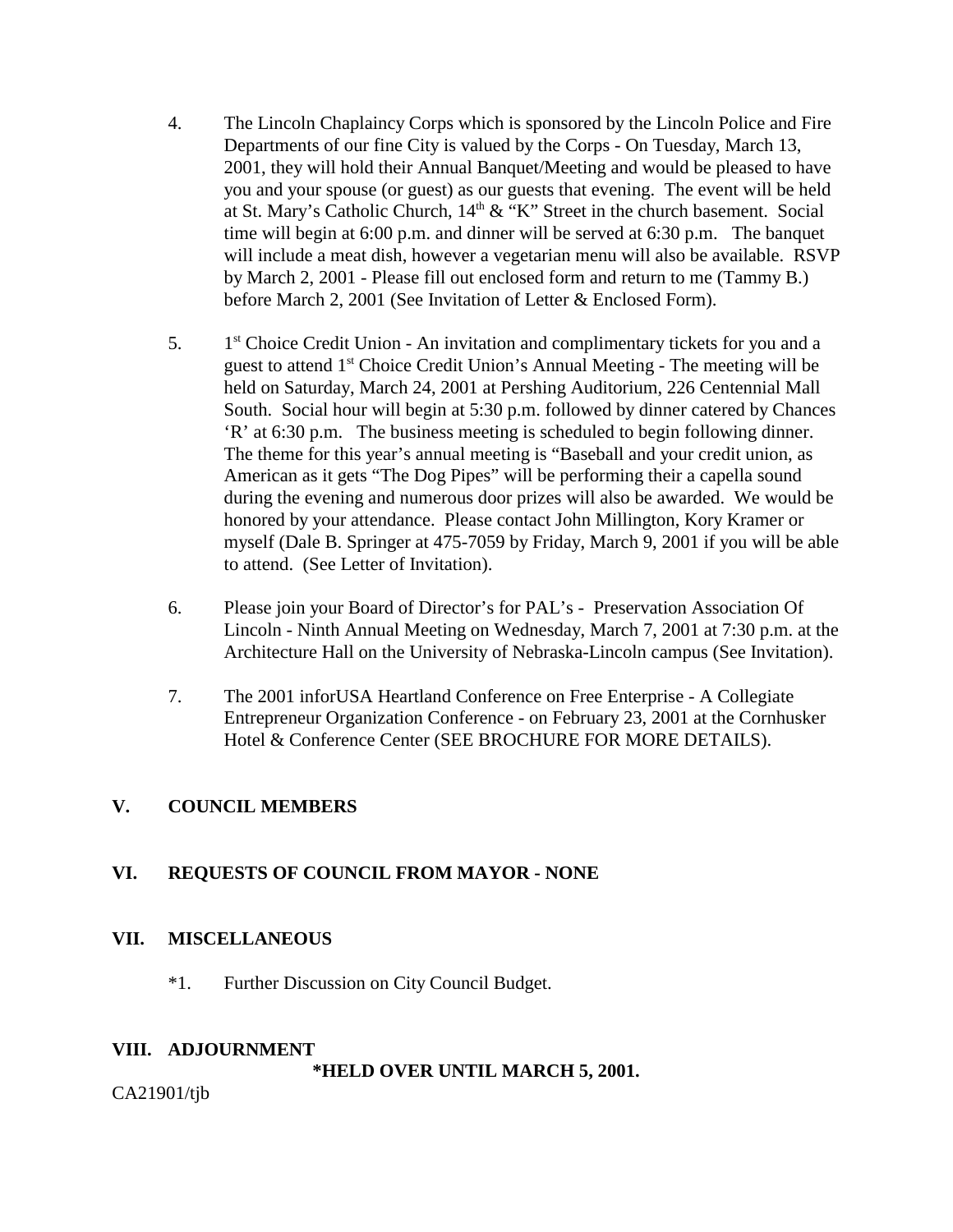4. The Lincoln Chaplaincy Corps which is sponsored by the Lincoln Police and Fire Departments of our fine City is valued by the Corps - On Tuesday, March 13, 2001, they will hold their Annual Banquet/Meeting and would be pleased to have you and your spouse (or guest) as our guests that evening. The event will be held at St. Mary's Catholic Church, 14th & "K" Street in the church basement. Social time will begin at 6:00 p.m. and dinner will be served at 6:30 p.m. The banquet will include a meat dish, however a vegetarian menu will also be available. RSVP by March 2, 2001 - Please fill out enclosed form and return to me (Tammy B.) before March 2, 2001 (See Invitation of Letter & Enclosed Form).

5. 1st Choice Credit Union - An invitation and complimentary tickets for you and a guest to attend 1st Choice Credit Union's Annual Meeting - The meeting will be held on Saturday, March 24, 2001 at Pershing Auditorium, 226 Centennial Mall South. Social hour will begin at 5:30 p.m. followed by dinner catered by Chances 'R' at 6:30 p.m. The business meeting is scheduled to begin following dinner. The theme for this year's annual meeting is "Baseball and your credit union, as American as it gets "The Dog Pipes" will be performing their a capella sound during the evening and numerous door prizes will also be awarded. We would be honored by your attendance. Please contact John Millington, Kory Kramer or myself (Dale B. Springer at 475-7059 by Friday, March 9, 2001 if you will be able to attend. (See Letter of Invitation).

6. Please join your Board of Director's for PAL's - Preservation Association Of Lincoln - Ninth Annual Meeting on Wednesday, March 7, 2001 at 7:30 p.m. at the Architecture Hall on the University of Nebraska-Lincoln campus (See Invitation).

7. The 2001 inforUSA Heartland Conference on Free Enterprise - A Collegiate Entrepreneur Organization Conference - on February 23, 2001 at the Cornhusker Hotel & Conference Center (SEE BROCHURE FOR MORE DETAILS).

## V. COUNCIL MEMBERS

## VI. REQUESTS OF COUNCIL FROM MAYOR - NONE

## VII. MISCELLANEOUS

*1. Further Discussion on City Council Budget.

## VIII. ADJOURNMENT

**\*HELD OVER UNTIL MARCH 5, 2001.**

CA21901/tjb